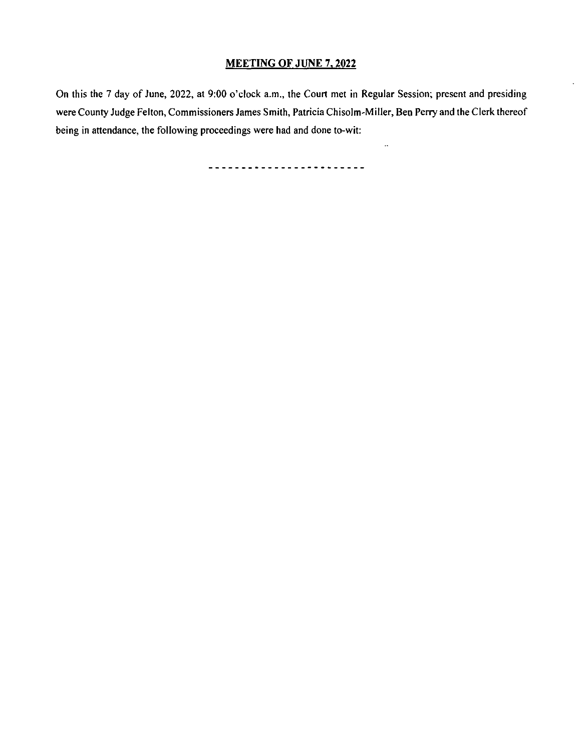**MEETING OF JUNE 7, 2022**

On this the 7 day of June, 2022, at 9:00 o'clock a.m., the Court met in Regular Session; present and presiding were County Judge Felton, Commissioners James Smith, Patricia Chisolm-Miller, Ben Perry and the Clerk thereof being in attendance, the following proceedings were had and done to-wit:

\- - - - - - - - - - - - - - - - - - - - - - - -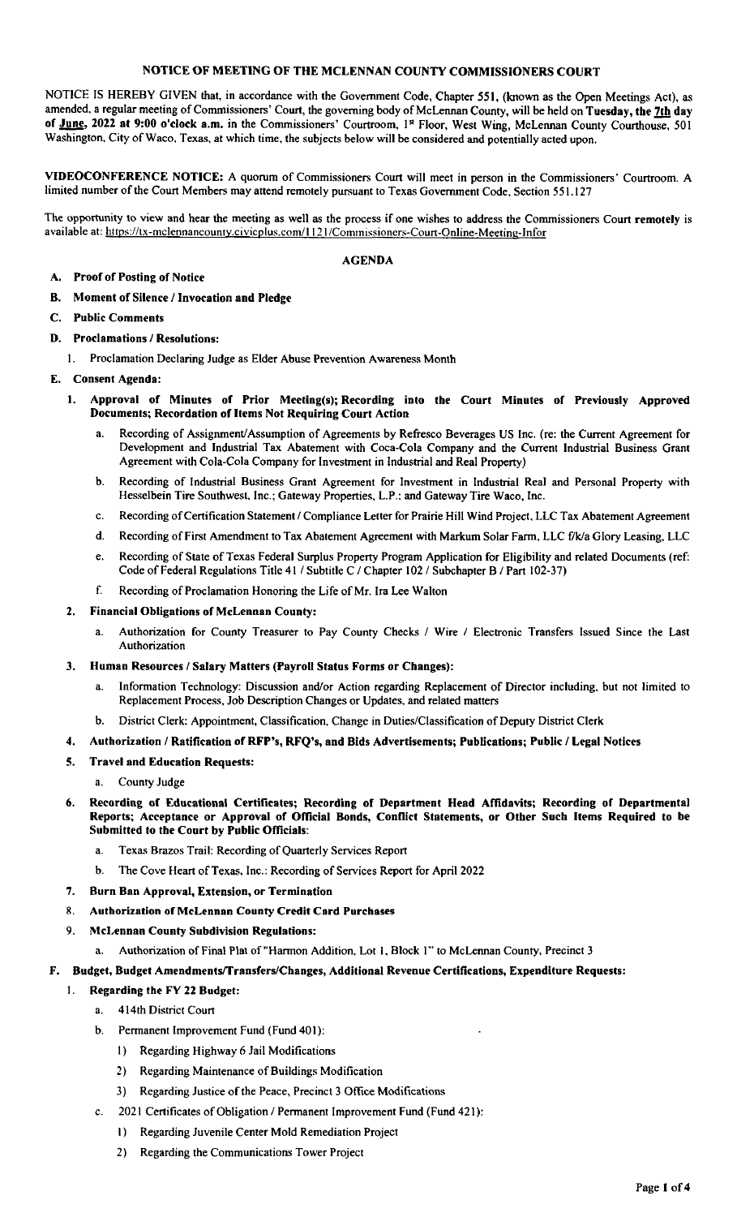## NOTICE OF MEETING OF THE MCLENNAN COUNTY COMMISSIONERS COURT

NOTICE IS HEREBY GIVEN that, in accordance with the Government Code, Chapter 551, (known as the Open Meetings Act), as amended, a regular meeting of Commissioners' Court, the governing body of McLennan County, will be held on **Tuesday, the 7th day of June, 2022 at 9:00 o'clock a.m.** in the Commissioners' Courtroom, 1st Floor, West Wing, McLennan County Courthouse, 501 Washington, City of Waco, Texas, at which time, the subjects below will be considered and potentially acted upon.

**VIDEOCONFERENCE NOTICE:** A quorum of Commissioners Court will meet in person in the Commissioners' Courtroom. A limited number of the Court Members may attend remotely pursuant to Texas Government Code, Section 551.127

The opportunity to view and hear the meeting as well as the process if one wishes to address the Commissioners Court **remotely** is available at: https://tx-mclennancounty.civicplus.com/1121/Commissioners-Court-Online-Meeting-Infor

### AGENDA

**A. Proof of Posting of Notice**

**B. Moment of Silence / Invocation and Pledge**

**C. Public Comments**

**D. Proclamations / Resolutions:**

1. Proclamation Declaring Judge as Elder Abuse Prevention Awareness Month

**E. Consent Agenda:**

1. **Approval of Minutes of Prior Meeting(s); Recording into the Court Minutes of Previously Approved Documents; Recordation of Items Not Requiring Court Action**
   a. Recording of Assignment/Assumption of Agreements by Refresco Beverages US Inc. (re: the Current Agreement for Development and Industrial Tax Abatement with Coca-Cola Company and the Current Industrial Business Grant Agreement with Cola-Cola Company for Investment in Industrial and Real Property)
   b. Recording of Industrial Business Grant Agreement for Investment in Industrial Real and Personal Property with Hesselbein Tire Southwest, Inc.; Gateway Properties, L.P.; and Gateway Tire Waco, Inc.
   c. Recording of Certification Statement / Compliance Letter for Prairie Hill Wind Project, LLC Tax Abatement Agreement
   d. Recording of First Amendment to Tax Abatement Agreement with Markum Solar Farm, LLC f/k/a Glory Leasing, LLC
   e. Recording of State of Texas Federal Surplus Property Program Application for Eligibility and related Documents (ref: Code of Federal Regulations Title 41 / Subtitle C / Chapter 102 / Subchapter B / Part 102-37)
   f. Recording of Proclamation Honoring the Life of Mr. Ira Lee Walton

2. **Financial Obligations of McLennan County:**
   a. Authorization for County Treasurer to Pay County Checks / Wire / Electronic Transfers Issued Since the Last Authorization

3. **Human Resources / Salary Matters (Payroll Status Forms or Changes):**
   a. Information Technology: Discussion and/or Action regarding Replacement of Director including, but not limited to Replacement Process, Job Description Changes or Updates, and related matters
   b. District Clerk: Appointment, Classification, Change in Duties/Classification of Deputy District Clerk

4. **Authorization / Ratification of RFP's, RFQ's, and Bids Advertisements; Publications; Public / Legal Notices**

5. **Travel and Education Requests:**
   a. County Judge

6. **Recording of Educational Certificates; Recording of Department Head Affidavits; Recording of Departmental Reports; Acceptance or Approval of Official Bonds, Conflict Statements, or Other Such Items Required to be Submitted to the Court by Public Officials:**
   a. Texas Brazos Trail: Recording of Quarterly Services Report
   b. The Cove Heart of Texas, Inc.: Recording of Services Report for April 2022

7. **Burn Ban Approval, Extension, or Termination**

8. **Authorization of McLennan County Credit Card Purchases**

9. **McLennan County Subdivision Regulations:**
   a. Authorization of Final Plat of "Harmon Addition, Lot 1, Block 1" to McLennan County, Precinct 3

**F. Budget, Budget Amendments/Transfers/Changes, Additional Revenue Certifications, Expenditure Requests:**

1. **Regarding the FY 22 Budget:**
   a. 414th District Court
   b. Permanent Improvement Fund (Fund 401):
      1) Regarding Highway 6 Jail Modifications
      2) Regarding Maintenance of Buildings Modification
      3) Regarding Justice of the Peace, Precinct 3 Office Modifications
   c. 2021 Certificates of Obligation / Permanent Improvement Fund (Fund 421):
      1) Regarding Juvenile Center Mold Remediation Project
      2) Regarding the Communications Tower Project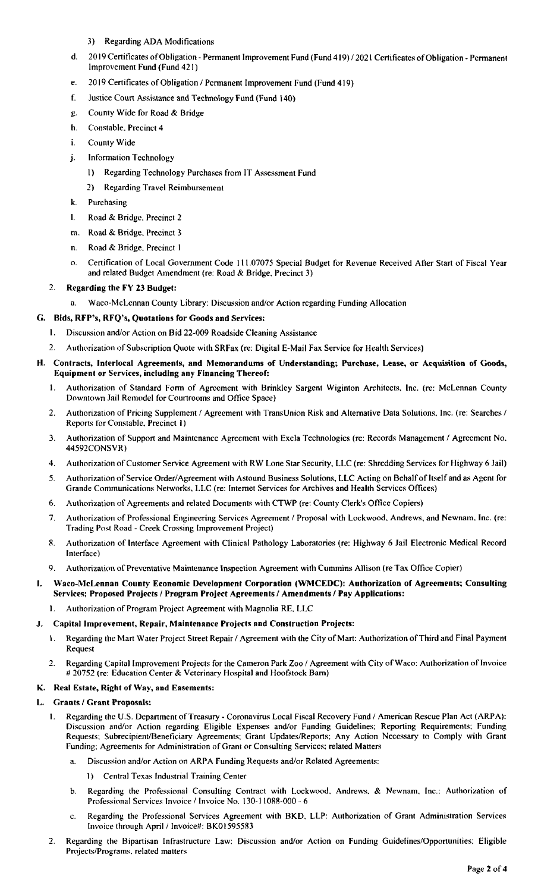3) Regarding ADA Modifications

d. 2019 Certificates of Obligation - Permanent Improvement Fund (Fund 419) / 2021 Certificates of Obligation - Permanent Improvement Fund (Fund 421)

e. 2019 Certificates of Obligation / Permanent Improvement Fund (Fund 419)

f. Justice Court Assistance and Technology Fund (Fund 140)

g. County Wide for Road & Bridge

h. Constable, Precinct 4

i. County Wide

j. Information Technology

1) Regarding Technology Purchases from IT Assessment Fund

2) Regarding Travel Reimbursement

k. Purchasing

l. Road & Bridge, Precinct 2

m. Road & Bridge, Precinct 3

n. Road & Bridge, Precinct 1

o. Certification of Local Government Code 111.07075 Special Budget for Revenue Received After Start of Fiscal Year and related Budget Amendment (re: Road & Bridge, Precinct 3)

2. **Regarding the FY 23 Budget:**

a. Waco-McLennan County Library: Discussion and/or Action regarding Funding Allocation

**G. Bids, RFP's, RFQ's, Quotations for Goods and Services:**

1. Discussion and/or Action on Bid 22-009 Roadside Cleaning Assistance
2. Authorization of Subscription Quote with SRFax (re: Digital E-Mail Fax Service for Health Services)

**H. Contracts, Interlocal Agreements, and Memorandums of Understanding; Purchase, Lease, or Acquisition of Goods, Equipment or Services, including any Financing Thereof:**

1. Authorization of Standard Form of Agreement with Brinkley Sargent Wiginton Architects, Inc. (re: McLennan County Downtown Jail Remodel for Courtrooms and Office Space)
2. Authorization of Pricing Supplement / Agreement with TransUnion Risk and Alternative Data Solutions, Inc. (re: Searches / Reports for Constable, Precinct 1)
3. Authorization of Support and Maintenance Agreement with Exela Technologies (re: Records Management / Agreement No. 44592CONSVR)
4. Authorization of Customer Service Agreement with RW Lone Star Security, LLC (re: Shredding Services for Highway 6 Jail)
5. Authorization of Service Order/Agreement with Astound Business Solutions, LLC Acting on Behalf of Itself and as Agent for Grande Communications Networks, LLC (re: Internet Services for Archives and Health Services Offices)
6. Authorization of Agreements and related Documents with CTWP (re: County Clerk's Office Copiers)
7. Authorization of Professional Engineering Services Agreement / Proposal with Lockwood, Andrews, and Newnam, Inc. (re: Trading Post Road - Creek Crossing Improvement Project)
8. Authorization of Interface Agreement with Clinical Pathology Laboratories (re: Highway 6 Jail Electronic Medical Record Interface)
9. Authorization of Preventative Maintenance Inspection Agreement with Cummins Allison (re Tax Office Copier)

**I. Waco-McLennan County Economic Development Corporation (WMCEDC): Authorization of Agreements; Consulting Services; Proposed Projects / Program Project Agreements / Amendments / Pay Applications:**

1. Authorization of Program Project Agreement with Magnolia RE, LLC

**J. Capital Improvement, Repair, Maintenance Projects and Construction Projects:**

1. Regarding the Mart Water Project Street Repair / Agreement with the City of Mart: Authorization of Third and Final Payment Request
2. Regarding Capital Improvement Projects for the Cameron Park Zoo / Agreement with City of Waco: Authorization of Invoice # 20752 (re: Education Center & Veterinary Hospital and Hoofstock Barn)

**K. Real Estate, Right of Way, and Easements:**

**L. Grants / Grant Proposals:**

1. Regarding the U.S. Department of Treasury - Coronavirus Local Fiscal Recovery Fund / American Rescue Plan Act (ARPA): Discussion and/or Action regarding Eligible Expenses and/or Funding Guidelines; Reporting Requirements; Funding Requests; Subrecipient/Beneficiary Agreements; Grant Updates/Reports; Any Action Necessary to Comply with Grant Funding; Agreements for Administration of Grant or Consulting Services; related Matters

    a. Discussion and/or Action on ARPA Funding Requests and/or Related Agreements:

        1) Central Texas Industrial Training Center

    b. Regarding the Professional Consulting Contract with Lockwood, Andrews, & Newnam, Inc.: Authorization of Professional Services Invoice / Invoice No. 130-11088-000 - 6

    c. Regarding the Professional Services Agreement with BKD, LLP: Authorization of Grant Administration Services Invoice through April / Invoice#: BK01595583

2. Regarding the Bipartisan Infrastructure Law: Discussion and/or Action on Funding Guidelines/Opportunities; Eligible Projects/Programs, related matters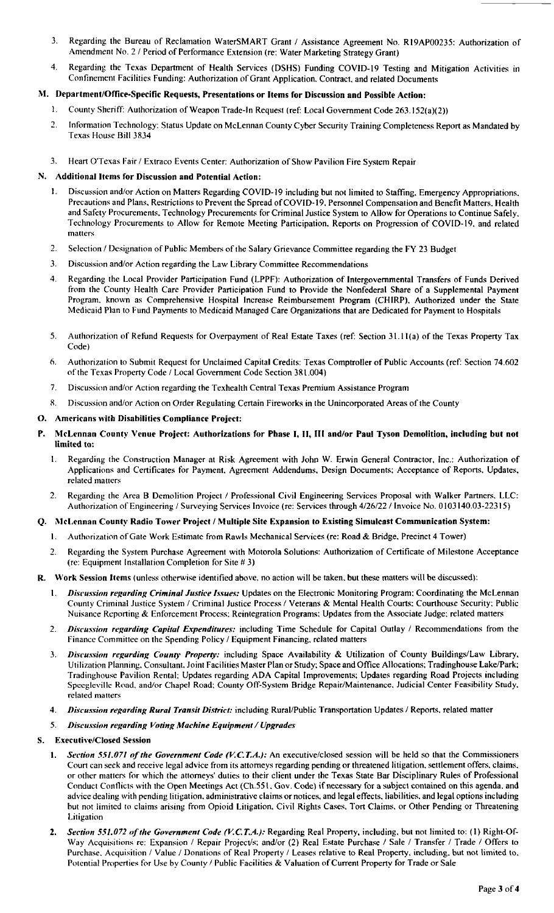3. Regarding the Bureau of Reclamation WaterSMART Grant / Assistance Agreement No. R19AP00235: Authorization of Amendment No. 2 / Period of Performance Extension (re: Water Marketing Strategy Grant)

4. Regarding the Texas Department of Health Services (DSHS) Funding COVID-19 Testing and Mitigation Activities in Confinement Facilities Funding: Authorization of Grant Application, Contract, and related Documents

## M. Department/Office-Specific Requests, Presentations or Items for Discussion and Possible Action:

1. County Sheriff: Authorization of Weapon Trade-In Request (ref: Local Government Code 263.152(a)(2))

2. Information Technology: Status Update on McLennan County Cyber Security Training Completeness Report as Mandated by Texas House Bill 3834

3. Heart O'Texas Fair / Extraco Events Center: Authorization of Show Pavilion Fire System Repair

## N. Additional Items for Discussion and Potential Action:

1. Discussion and/or Action on Matters Regarding COVID-19 including but not limited to Staffing, Emergency Appropriations, Precautions and Plans, Restrictions to Prevent the Spread of COVID-19, Personnel Compensation and Benefit Matters, Health and Safety Procurements, Technology Procurements for Criminal Justice System to Allow for Operations to Continue Safely, Technology Procurements to Allow for Remote Meeting Participation, Reports on Progression of COVID-19, and related matters

2. Selection / Designation of Public Members of the Salary Grievance Committee regarding the FY 23 Budget

3. Discussion and/or Action regarding the Law Library Committee Recommendations

4. Regarding the Local Provider Participation Fund (LPPF): Authorization of Intergovernmental Transfers of Funds Derived from the County Health Care Provider Participation Fund to Provide the Nonfederal Share of a Supplemental Payment Program, known as Comprehensive Hospital Increase Reimbursement Program (CHIRP), Authorized under the State Medicaid Plan to Fund Payments to Medicaid Managed Care Organizations that are Dedicated for Payment to Hospitals

5. Authorization of Refund Requests for Overpayment of Real Estate Taxes (ref: Section 31.11(a) of the Texas Property Tax Code)

6. Authorization to Submit Request for Unclaimed Capital Credits: Texas Comptroller of Public Accounts (ref: Section 74.602 of the Texas Property Code / Local Government Code Section 381.004)

7. Discussion and/or Action regarding the Texhealth Central Texas Premium Assistance Program

8. Discussion and/or Action on Order Regulating Certain Fireworks in the Unincorporated Areas of the County

## O. Americans with Disabilities Compliance Project:

## P. McLennan County Venue Project: Authorizations for Phase I, II, III and/or Paul Tyson Demolition, including but not limited to:

1. Regarding the Construction Manager at Risk Agreement with John W. Erwin General Contractor, Inc.: Authorization of Applications and Certificates for Payment, Agreement Addendums, Design Documents; Acceptance of Reports, Updates, related matters

2. Regarding the Area B Demolition Project / Professional Civil Engineering Services Proposal with Walker Partners, LLC: Authorization of Engineering / Surveying Services Invoice (re: Services through 4/26/22 / Invoice No. 0103140.03-22315)

## Q. McLennan County Radio Tower Project / Multiple Site Expansion to Existing Simulcast Communication System:

1. Authorization of Gate Work Estimate from Rawls Mechanical Services (re: Road & Bridge, Precinct 4 Tower)

2. Regarding the System Purchase Agreement with Motorola Solutions: Authorization of Certificate of Milestone Acceptance (re: Equipment Installation Completion for Site # 3)

## R. Work Session Items (unless otherwise identified above, no action will be taken, but these matters will be discussed):

1. ***Discussion regarding Criminal Justice Issues:*** Updates on the Electronic Monitoring Program; Coordinating the McLennan County Criminal Justice System / Criminal Justice Process / Veterans & Mental Health Courts; Courthouse Security; Public Nuisance Reporting & Enforcement Process; Reintegration Programs; Updates from the Associate Judge; related matters

2. ***Discussion regarding Capital Expenditures:*** including Time Schedule for Capital Outlay / Recommendations from the Finance Committee on the Spending Policy / Equipment Financing, related matters

3. ***Discussion regarding County Property:*** including Space Availability & Utilization of County Buildings/Law Library, Utilization Planning, Consultant, Joint Facilities Master Plan or Study; Space and Office Allocations; Tradinghouse Lake/Park; Tradinghouse Pavilion Rental; Updates regarding ADA Capital Improvements; Updates regarding Road Projects including Speegleville Road, and/or Chapel Road; County Off-System Bridge Repair/Maintenance, Judicial Center Feasibility Study, related matters

4. ***Discussion regarding Rural Transit District:*** including Rural/Public Transportation Updates / Reports, related matter

5. ***Discussion regarding Voting Machine Equipment / Upgrades***

## S. Executive/Closed Session

1. ***Section 551.071 of the Government Code (V.C.T.A.):*** An executive/closed session will be held so that the Commissioners Court can seek and receive legal advice from its attorneys regarding pending or threatened litigation, settlement offers, claims, or other matters for which the attorneys' duties to their client under the Texas State Bar Disciplinary Rules of Professional Conduct Conflicts with the Open Meetings Act (Ch.551, Gov. Code) if necessary for a subject contained on this agenda, and advice dealing with pending litigation, administrative claims or notices, and legal effects, liabilities, and legal options including but not limited to claims arising from Opioid Litigation, Civil Rights Cases, Tort Claims, or Other Pending or Threatening Litigation

2. ***Section 551.072 of the Government Code (V.C.T.A.):*** Regarding Real Property, including, but not limited to: (1) Right-Of-Way Acquisitions re: Expansion / Repair Project/s; and/or (2) Real Estate Purchase / Sale / Transfer / Trade / Offers to Purchase, Acquisition / Value / Donations of Real Property / Leases relative to Real Property, including, but not limited to, Potential Properties for Use by County / Public Facilities & Valuation of Current Property for Trade or Sale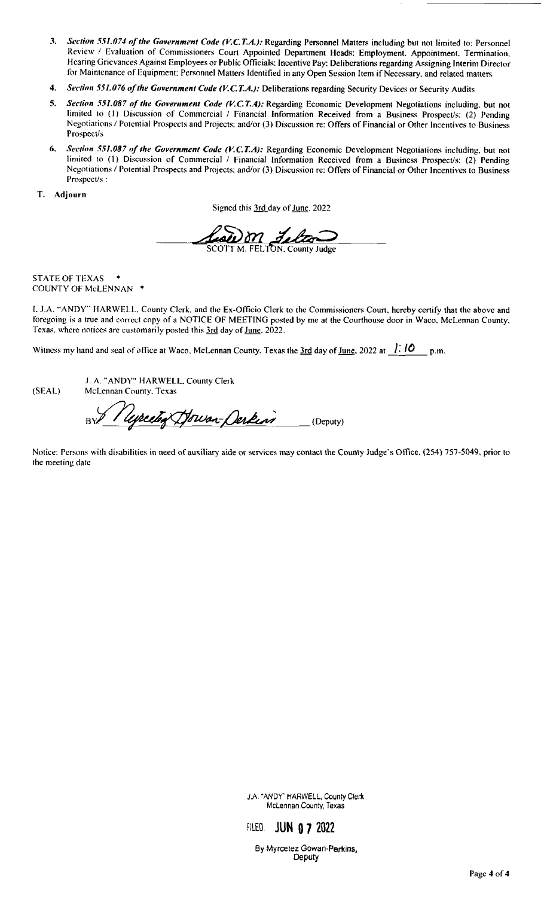3. ***Section 551.074 of the Government Code (V.C.T.A.):*** Regarding Personnel Matters including but not limited to: Personnel Review / Evaluation of Commissioners Court Appointed Department Heads; Employment, Appointment, Termination, Hearing Grievances Against Employees or Public Officials; Incentive Pay; Deliberations regarding Assigning Interim Director for Maintenance of Equipment; Personnel Matters Identified in any Open Session Item if Necessary, and related matters

4. ***Section 551.076 of the Government Code (V.C.T.A.):*** Deliberations regarding Security Devices or Security Audits

5. ***Section 551.087 of the Government Code (V.C.T.A):*** Regarding Economic Development Negotiations including, but not limited to (1) Discussion of Commercial / Financial Information Received from a Business Prospect/s; (2) Pending Negotiations / Potential Prospects and Projects; and/or (3) Discussion re: Offers of Financial or Other Incentives to Business Prospect/s

6. ***Section 551.087 of the Government Code (V.C.T.A):*** Regarding Economic Development Negotiations including, but not limited to (1) Discussion of Commercial / Financial Information Received from a Business Prospect/s; (2) Pending Negotiations / Potential Prospects and Projects; and/or (3) Discussion re: Offers of Financial or Other Incentives to Business Prospect/s :

**T. Adjourn**

Signed this 3rd day of June, 2022

Scott M. Felton

SCOTT M. FELTON, County Judge

STATE OF TEXAS *
COUNTY OF McLENNAN *

I, J.A. "ANDY" HARWELL, County Clerk, and the Ex-Officio Clerk to the Commissioners Court, hereby certify that the above and foregoing is a true and correct copy of a NOTICE OF MEETING posted by me at the Courthouse door in Waco, McLennan County, Texas, where notices are customarily posted this 3rd day of June, 2022.

Witness my hand and seal of office at Waco, McLennan County, Texas the 3rd day of June, 2022 at 1:10 p.m.

(SEAL)

J. A. "ANDY" HARWELL, County Clerk
McLennan County, Texas

BY Myrcetez Gowan-Perkins (Deputy)

Notice: Persons with disabilities in need of auxiliary aide or services may contact the County Judge's Office, (254) 757-5049, prior to the meeting date

J.A. "ANDY" HARWELL, County Clerk
McLennan County, Texas

FILED: JUN 07 2022

By Myrcetez Gowan-Perkins,
Deputy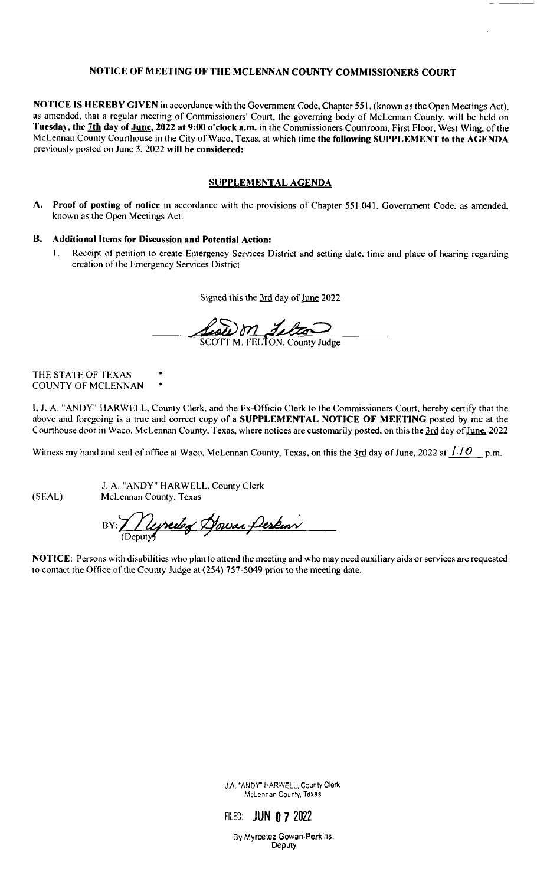## NOTICE OF MEETING OF THE MCLENNAN COUNTY COMMISSIONERS COURT

**NOTICE IS HEREBY GIVEN** in accordance with the Government Code, Chapter 551, (known as the Open Meetings Act), as amended, that a regular meeting of Commissioners' Court, the governing body of McLennan County, will be held on **Tuesday, the 7th day of June, 2022 at 9:00 o'clock a.m.** in the Commissioners Courtroom, First Floor, West Wing, of the McLennan County Courthouse in the City of Waco, Texas, at which time **the following SUPPLEMENT to the AGENDA** previously posted on June 3, 2022 **will be considered:**

### SUPPLEMENTAL AGENDA

**A. Proof of posting of notice** in accordance with the provisions of Chapter 551.041, Government Code, as amended, known as the Open Meetings Act.

**B. Additional Items for Discussion and Potential Action:**

1. Receipt of petition to create Emergency Services District and setting date, time and place of hearing regarding creation of the Emergency Services District

Signed this the 3rd day of June 2022

Scott M. Felton

SCOTT M. FELTON, County Judge

THE STATE OF TEXAS *
COUNTY OF MCLENNAN *

I, J. A. "ANDY" HARWELL, County Clerk, and the Ex-Officio Clerk to the Commissioners Court, hereby certify that the above and foregoing is a true and correct copy of a **SUPPLEMENTAL NOTICE OF MEETING** posted by me at the Courthouse door in Waco, McLennan County, Texas, where notices are customarily posted, on this the 3rd day of June, 2022

Witness my hand and seal of office at Waco, McLennan County, Texas, on this the 3rd day of June, 2022 at 1:10 p.m.

(SEAL)

J. A. "ANDY" HARWELL, County Clerk
McLennan County, Texas

BY: Myrcetez Gowan Perkins
(Deputy)

**NOTICE**: Persons with disabilities who plan to attend the meeting and who may need auxiliary aids or services are requested to contact the Office of the County Judge at (254) 757-5049 prior to the meeting date.

J.A. "ANDY" HARWELL, County Clerk
McLennan County, Texas

FILED: JUN 07 2022

By Myrcetez Gowan-Perkins,
Deputy